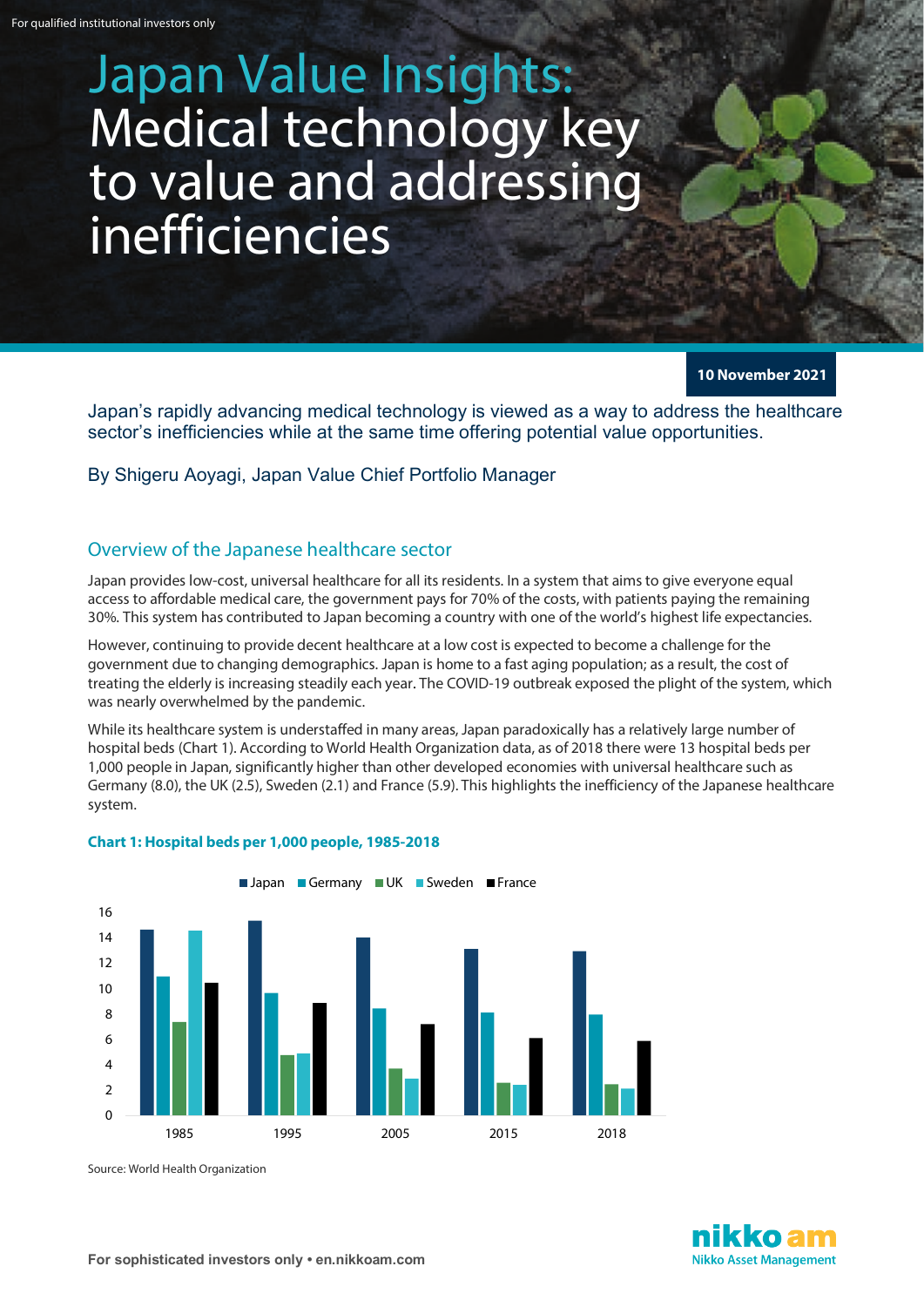For qualified institutional investors only

# Japan Value Insights: Medical technology key to value and addressing inefficiencies

**10 November 2021**

Japan's rapidly advancing medical technology is viewed as a way to address the healthcare sector's inefficiencies while at the same time offering potential value opportunities.

By Shigeru Aoyagi, Japan Value Chief Portfolio Manager

## Overview of the Japanese healthcare sector

Japan provides low-cost, universal healthcare for all its residents. In a system that aims to give everyone equal access to affordable medical care, the government pays for 70% of the costs, with patients paying the remaining 30%. This system has contributed to Japan becoming a country with one of the world's highest life expectancies.

However, continuing to provide decent healthcare at a low cost is expected to become a challenge for the government due to changing demographics. Japan is home to a fast aging population; as a result, the cost of treating the elderly is increasing steadily each year. The COVID-19 outbreak exposed the plight of the system, which was nearly overwhelmed by the pandemic.

While its healthcare system is understaffed in many areas, Japan paradoxically has a relatively large number of hospital beds (Chart 1). According to World Health Organization data, as of 2018 there were 13 hospital beds per 1,000 people in Japan, significantly higher than other developed economies with universal healthcare such as Germany (8.0), the UK (2.5), Sweden (2.1) and France (5.9). This highlights the inefficiency of the Japanese healthcare system.

**Chart 1: Hospital beds per 1,000 people, 1985-2018**

Source: World Health Organization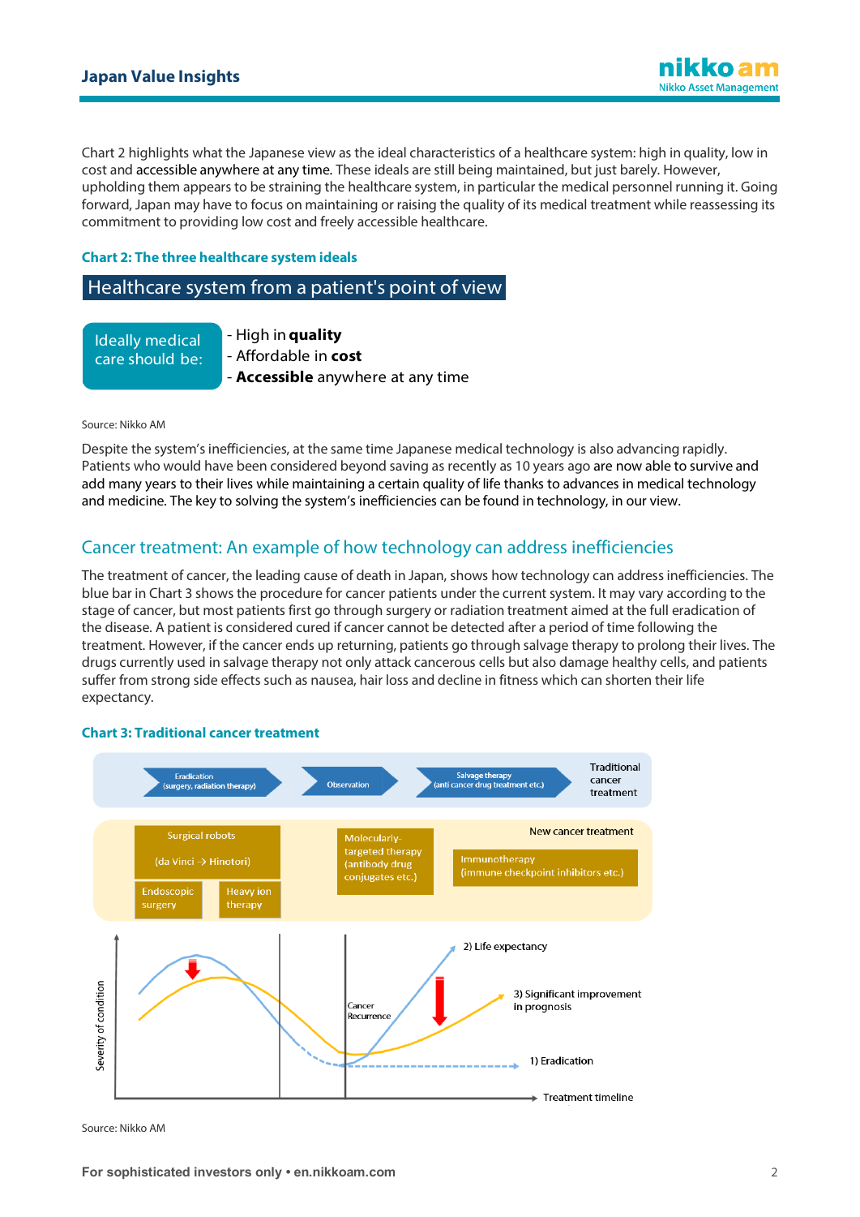Chart 2 highlights what the Japanese view as the ideal characteristics of a healthcare system: high in quality, low in cost and accessible anywhere at any time. These ideals are still being maintained, but just barely. However, upholding them appears to be straining the healthcare system, in particular the medical personnel running it. Going forward, Japan may have to focus on maintaining or raising the quality of its medical treatment while reassessing its commitment to providing low cost and freely accessible healthcare.

**Chart 2: The three healthcare system ideals**

**Healthcare system from a patient's point of view**

Ideally medical care should be:

- High in **quality**
- Affordable in **cost**
- **Accessible** anywhere at any time

Source: Nikko AM

Despite the system's inefficiencies, at the same time Japanese medical technology is also advancing rapidly. Patients who would have been considered beyond saving as recently as 10 years ago are now able to survive and add many years to their lives while maintaining a certain quality of life thanks to advances in medical technology and medicine. The key to solving the system's inefficiencies can be found in technology, in our view.

## Cancer treatment: An example of how technology can address inefficiencies

The treatment of cancer, the leading cause of death in Japan, shows how technology can address inefficiencies. The blue bar in Chart 3 shows the procedure for cancer patients under the current system. It may vary according to the stage of cancer, but most patients first go through surgery or radiation treatment aimed at the full eradication of the disease. A patient is considered cured if cancer cannot be detected after a period of time following the treatment. However, if the cancer ends up returning, patients go through salvage therapy to prolong their lives. The drugs currently used in salvage therapy not only attack cancerous cells but also damage healthy cells, and patients suffer from strong side effects such as nausea, hair loss and decline in fitness which can shorten their life expectancy.

**Chart 3: Traditional cancer treatment**

Traditional cancer treatment: Eradication (surgery, radiation therapy) → Observation → Salvage therapy (anti cancer drug treatment etc.)

New cancer treatment: Surgical robots (da Vinci → Hinotori); Endoscopic surgery; Heavy ion therapy; Molecularly-targeted therapy (antibody drug conjugates etc.); Immunotherapy (immune checkpoint inhibitors etc.)

Severity of condition / Treatment timeline: Cancer Recurrence; 1) Eradication; 2) Life expectancy; 3) Significant improvement in prognosis

Source: Nikko AM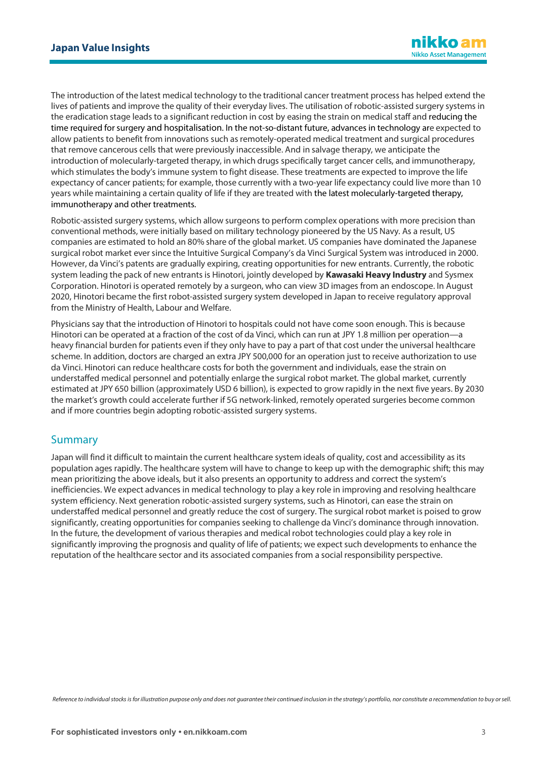The introduction of the latest medical technology to the traditional cancer treatment process has helped extend the lives of patients and improve the quality of their everyday lives. The utilisation of robotic-assisted surgery systems in the eradication stage leads to a significant reduction in cost by easing the strain on medical staff and reducing the time required for surgery and hospitalisation. In the not-so-distant future, advances in technology are expected to allow patients to benefit from innovations such as remotely-operated medical treatment and surgical procedures that remove cancerous cells that were previously inaccessible. And in salvage therapy, we anticipate the introduction of molecularly-targeted therapy, in which drugs specifically target cancer cells, and immunotherapy, which stimulates the body's immune system to fight disease. These treatments are expected to improve the life expectancy of cancer patients; for example, those currently with a two-year life expectancy could live more than 10 years while maintaining a certain quality of life if they are treated with the latest molecularly-targeted therapy, immunotherapy and other treatments.

Robotic-assisted surgery systems, which allow surgeons to perform complex operations with more precision than conventional methods, were initially based on military technology pioneered by the US Navy. As a result, US companies are estimated to hold an 80% share of the global market. US companies have dominated the Japanese surgical robot market ever since the Intuitive Surgical Company's da Vinci Surgical System was introduced in 2000. However, da Vinci's patents are gradually expiring, creating opportunities for new entrants. Currently, the robotic system leading the pack of new entrants is Hinotori, jointly developed by **Kawasaki Heavy Industry** and Sysmex Corporation. Hinotori is operated remotely by a surgeon, who can view 3D images from an endoscope. In August 2020, Hinotori became the first robot-assisted surgery system developed in Japan to receive regulatory approval from the Ministry of Health, Labour and Welfare.

Physicians say that the introduction of Hinotori to hospitals could not have come soon enough. This is because Hinotori can be operated at a fraction of the cost of da Vinci, which can run at JPY 1.8 million per operation—a heavy financial burden for patients even if they only have to pay a part of that cost under the universal healthcare scheme. In addition, doctors are charged an extra JPY 500,000 for an operation just to receive authorization to use da Vinci. Hinotori can reduce healthcare costs for both the government and individuals, ease the strain on understaffed medical personnel and potentially enlarge the surgical robot market. The global market, currently estimated at JPY 650 billion (approximately USD 6 billion), is expected to grow rapidly in the next five years. By 2030 the market's growth could accelerate further if 5G network-linked, remotely operated surgeries become common and if more countries begin adopting robotic-assisted surgery systems.

## Summary

Japan will find it difficult to maintain the current healthcare system ideals of quality, cost and accessibility as its population ages rapidly. The healthcare system will have to change to keep up with the demographic shift; this may mean prioritizing the above ideals, but it also presents an opportunity to address and correct the system's inefficiencies. We expect advances in medical technology to play a key role in improving and resolving healthcare system efficiency. Next generation robotic-assisted surgery systems, such as Hinotori, can ease the strain on understaffed medical personnel and greatly reduce the cost of surgery. The surgical robot market is poised to grow significantly, creating opportunities for companies seeking to challenge da Vinci's dominance through innovation. In the future, the development of various therapies and medical robot technologies could play a key role in significantly improving the prognosis and quality of life of patients; we expect such developments to enhance the reputation of the healthcare sector and its associated companies from a social responsibility perspective.

*Reference to individual stocks is for illustration purpose only and does not guarantee their continued inclusion in the strategy's portfolio, nor constitute a recommendation to buy or sell.*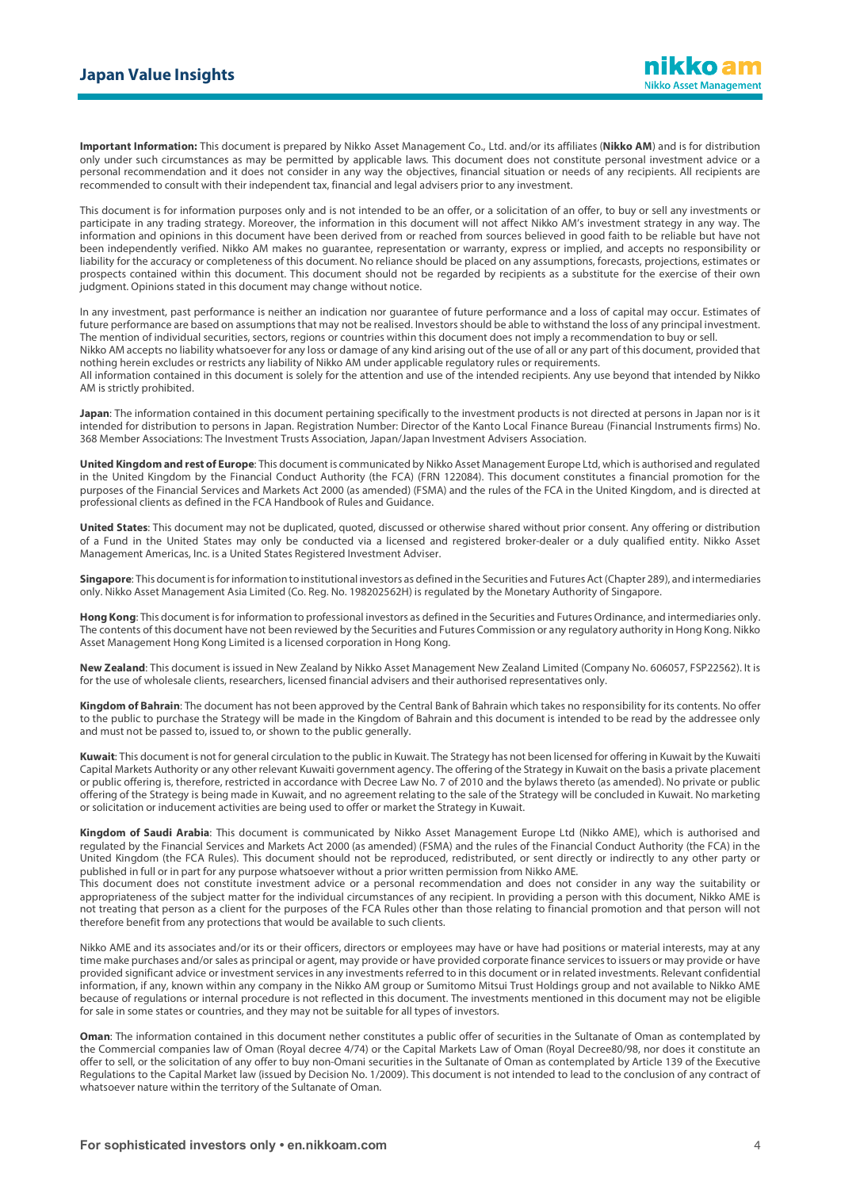**Important Information:** This document is prepared by Nikko Asset Management Co., Ltd. and/or its affiliates (**Nikko AM**) and is for distribution only under such circumstances as may be permitted by applicable laws. This document does not constitute personal investment advice or a personal recommendation and it does not consider in any way the objectives, financial situation or needs of any recipients. All recipients are recommended to consult with their independent tax, financial and legal advisers prior to any investment.

This document is for information purposes only and is not intended to be an offer, or a solicitation of an offer, to buy or sell any investments or participate in any trading strategy. Moreover, the information in this document will not affect Nikko AM's investment strategy in any way. The information and opinions in this document have been derived from or reached from sources believed in good faith to be reliable but have not been independently verified. Nikko AM makes no guarantee, representation or warranty, express or implied, and accepts no responsibility or liability for the accuracy or completeness of this document. No reliance should be placed on any assumptions, forecasts, projections, estimates or prospects contained within this document. This document should not be regarded by recipients as a substitute for the exercise of their own judgment. Opinions stated in this document may change without notice.

In any investment, past performance is neither an indication nor guarantee of future performance and a loss of capital may occur. Estimates of future performance are based on assumptions that may not be realised. Investors should be able to withstand the loss of any principal investment. The mention of individual securities, sectors, regions or countries within this document does not imply a recommendation to buy or sell.
Nikko AM accepts no liability whatsoever for any loss or damage of any kind arising out of the use of all or any part of this document, provided that nothing herein excludes or restricts any liability of Nikko AM under applicable regulatory rules or requirements.
All information contained in this document is solely for the attention and use of the intended recipients. Any use beyond that intended by Nikko AM is strictly prohibited.

**Japan**: The information contained in this document pertaining specifically to the investment products is not directed at persons in Japan nor is it intended for distribution to persons in Japan. Registration Number: Director of the Kanto Local Finance Bureau (Financial Instruments firms) No. 368 Member Associations: The Investment Trusts Association, Japan/Japan Investment Advisers Association.

**United Kingdom and rest of Europe**: This document is communicated by Nikko Asset Management Europe Ltd, which is authorised and regulated in the United Kingdom by the Financial Conduct Authority (the FCA) (FRN 122084). This document constitutes a financial promotion for the purposes of the Financial Services and Markets Act 2000 (as amended) (FSMA) and the rules of the FCA in the United Kingdom, and is directed at professional clients as defined in the FCA Handbook of Rules and Guidance.

**United States**: This document may not be duplicated, quoted, discussed or otherwise shared without prior consent. Any offering or distribution of a Fund in the United States may only be conducted via a licensed and registered broker-dealer or a duly qualified entity. Nikko Asset Management Americas, Inc. is a United States Registered Investment Adviser.

**Singapore**: This document is for information to institutional investors as defined in the Securities and Futures Act (Chapter 289), and intermediaries only. Nikko Asset Management Asia Limited (Co. Reg. No. 198202562H) is regulated by the Monetary Authority of Singapore.

**Hong Kong**: This document is for information to professional investors as defined in the Securities and Futures Ordinance, and intermediaries only. The contents of this document have not been reviewed by the Securities and Futures Commission or any regulatory authority in Hong Kong. Nikko Asset Management Hong Kong Limited is a licensed corporation in Hong Kong.

**New Zealand**: This document is issued in New Zealand by Nikko Asset Management New Zealand Limited (Company No. 606057, FSP22562). It is for the use of wholesale clients, researchers, licensed financial advisers and their authorised representatives only.

**Kingdom of Bahrain**: The document has not been approved by the Central Bank of Bahrain which takes no responsibility for its contents. No offer to the public to purchase the Strategy will be made in the Kingdom of Bahrain and this document is intended to be read by the addressee only and must not be passed to, issued to, or shown to the public generally.

**Kuwait**: This document is not for general circulation to the public in Kuwait. The Strategy has not been licensed for offering in Kuwait by the Kuwaiti Capital Markets Authority or any other relevant Kuwaiti government agency. The offering of the Strategy in Kuwait on the basis a private placement or public offering is, therefore, restricted in accordance with Decree Law No. 7 of 2010 and the bylaws thereto (as amended). No private or public offering of the Strategy is being made in Kuwait, and no agreement relating to the sale of the Strategy will be concluded in Kuwait. No marketing or solicitation or inducement activities are being used to offer or market the Strategy in Kuwait.

**Kingdom of Saudi Arabia**: This document is communicated by Nikko Asset Management Europe Ltd (Nikko AME), which is authorised and regulated by the Financial Services and Markets Act 2000 (as amended) (FSMA) and the rules of the Financial Conduct Authority (the FCA) in the United Kingdom (the FCA Rules). This document should not be reproduced, redistributed, or sent directly or indirectly to any other party or published in full or in part for any purpose whatsoever without a prior written permission from Nikko AME.
This document does not constitute investment advice or a personal recommendation and does not consider in any way the suitability or appropriateness of the subject matter for the individual circumstances of any recipient. In providing a person with this document, Nikko AME is not treating that person as a client for the purposes of the FCA Rules other than those relating to financial promotion and that person will not therefore benefit from any protections that would be available to such clients.

Nikko AME and its associates and/or its or their officers, directors or employees may have or have had positions or material interests, may at any time make purchases and/or sales as principal or agent, may provide or have provided corporate finance services to issuers or may provide or have provided significant advice or investment services in any investments referred to in this document or in related investments. Relevant confidential information, if any, known within any company in the Nikko AM group or Sumitomo Mitsui Trust Holdings group and not available to Nikko AME because of regulations or internal procedure is not reflected in this document. The investments mentioned in this document may not be eligible for sale in some states or countries, and they may not be suitable for all types of investors.

**Oman**: The information contained in this document nether constitutes a public offer of securities in the Sultanate of Oman as contemplated by the Commercial companies law of Oman (Royal decree 4/74) or the Capital Markets Law of Oman (Royal Decree80/98, nor does it constitute an offer to sell, or the solicitation of any offer to buy non-Omani securities in the Sultanate of Oman as contemplated by Article 139 of the Executive Regulations to the Capital Market law (issued by Decision No. 1/2009). This document is not intended to lead to the conclusion of any contract of whatsoever nature within the territory of the Sultanate of Oman.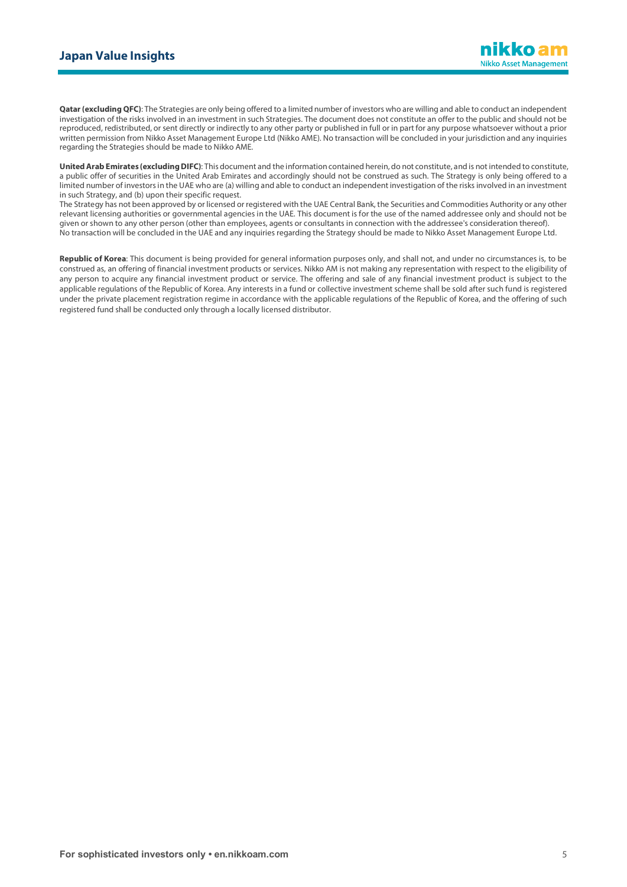**Qatar (excluding QFC)**: The Strategies are only being offered to a limited number of investors who are willing and able to conduct an independent investigation of the risks involved in an investment in such Strategies. The document does not constitute an offer to the public and should not be reproduced, redistributed, or sent directly or indirectly to any other party or published in full or in part for any purpose whatsoever without a prior written permission from Nikko Asset Management Europe Ltd (Nikko AME). No transaction will be concluded in your jurisdiction and any inquiries regarding the Strategies should be made to Nikko AME.

**United Arab Emirates (excluding DIFC)**: This document and the information contained herein, do not constitute, and is not intended to constitute, a public offer of securities in the United Arab Emirates and accordingly should not be construed as such. The Strategy is only being offered to a limited number of investors in the UAE who are (a) willing and able to conduct an independent investigation of the risks involved in an investment in such Strategy, and (b) upon their specific request.
The Strategy has not been approved by or licensed or registered with the UAE Central Bank, the Securities and Commodities Authority or any other relevant licensing authorities or governmental agencies in the UAE. This document is for the use of the named addressee only and should not be given or shown to any other person (other than employees, agents or consultants in connection with the addressee's consideration thereof).
No transaction will be concluded in the UAE and any inquiries regarding the Strategy should be made to Nikko Asset Management Europe Ltd.

**Republic of Korea**: This document is being provided for general information purposes only, and shall not, and under no circumstances is, to be construed as, an offering of financial investment products or services. Nikko AM is not making any representation with respect to the eligibility of any person to acquire any financial investment product or service. The offering and sale of any financial investment product is subject to the applicable regulations of the Republic of Korea. Any interests in a fund or collective investment scheme shall be sold after such fund is registered under the private placement registration regime in accordance with the applicable regulations of the Republic of Korea, and the offering of such registered fund shall be conducted only through a locally licensed distributor.